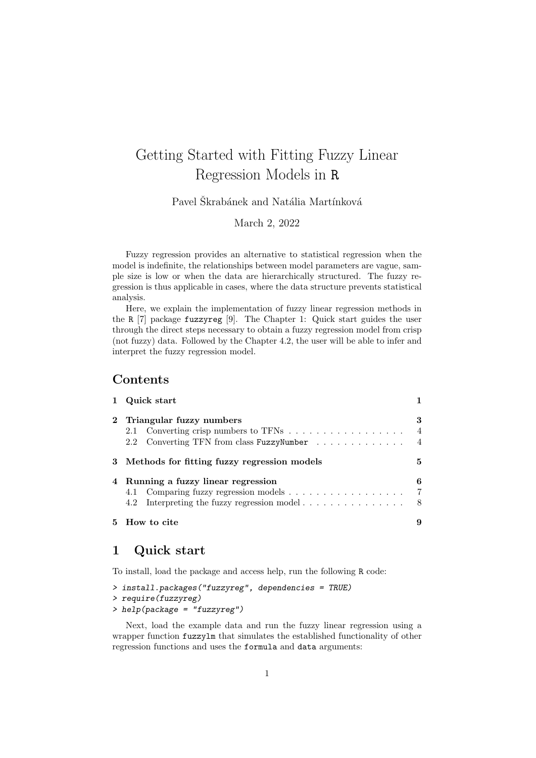# Getting Started with Fitting Fuzzy Linear Regression Models in R

Pavel Škrabánek and Natália Martínková

March 2, 2022

Fuzzy regression provides an alternative to statistical regression when the model is indefinite, the relationships between model parameters are vague, sample size is low or when the data are hierarchically structured. The fuzzy regression is thus applicable in cases, where the data structure prevents statistical analysis.

Here, we explain the implementation of fuzzy linear regression methods in the R [7] package `fuzzyreg` [9]. The Chapter 1: Quick start guides the user through the direct steps necessary to obtain a fuzzy regression model from crisp (not fuzzy) data. Followed by the Chapter 4.2, the user will be able to infer and interpret the fuzzy regression model.

## Contents

| | | |
|---|---|---|
| **1** | **Quick start** | **1** |
| **2** | **Triangular fuzzy numbers** | **3** |
| 2.1 | Converting crisp numbers to TFNs | 4 |
| 2.2 | Converting TFN from class `FuzzyNumber` | 4 |
| **3** | **Methods for fitting fuzzy regression models** | **5** |
| **4** | **Running a fuzzy linear regression** | **6** |
| 4.1 | Comparing fuzzy regression models | 7 |
| 4.2 | Interpreting the fuzzy regression model | 8 |
| **5** | **How to cite** | **9** |

## 1 Quick start

To install, load the package and access help, run the following R code:

```
> install.packages("fuzzyreg", dependencies = TRUE)
> require(fuzzyreg)
> help(package = "fuzzyreg")
```

Next, load the example data and run the fuzzy linear regression using a wrapper function `fuzzylm` that simulates the established functionality of other regression functions and uses the `formula` and `data` arguments: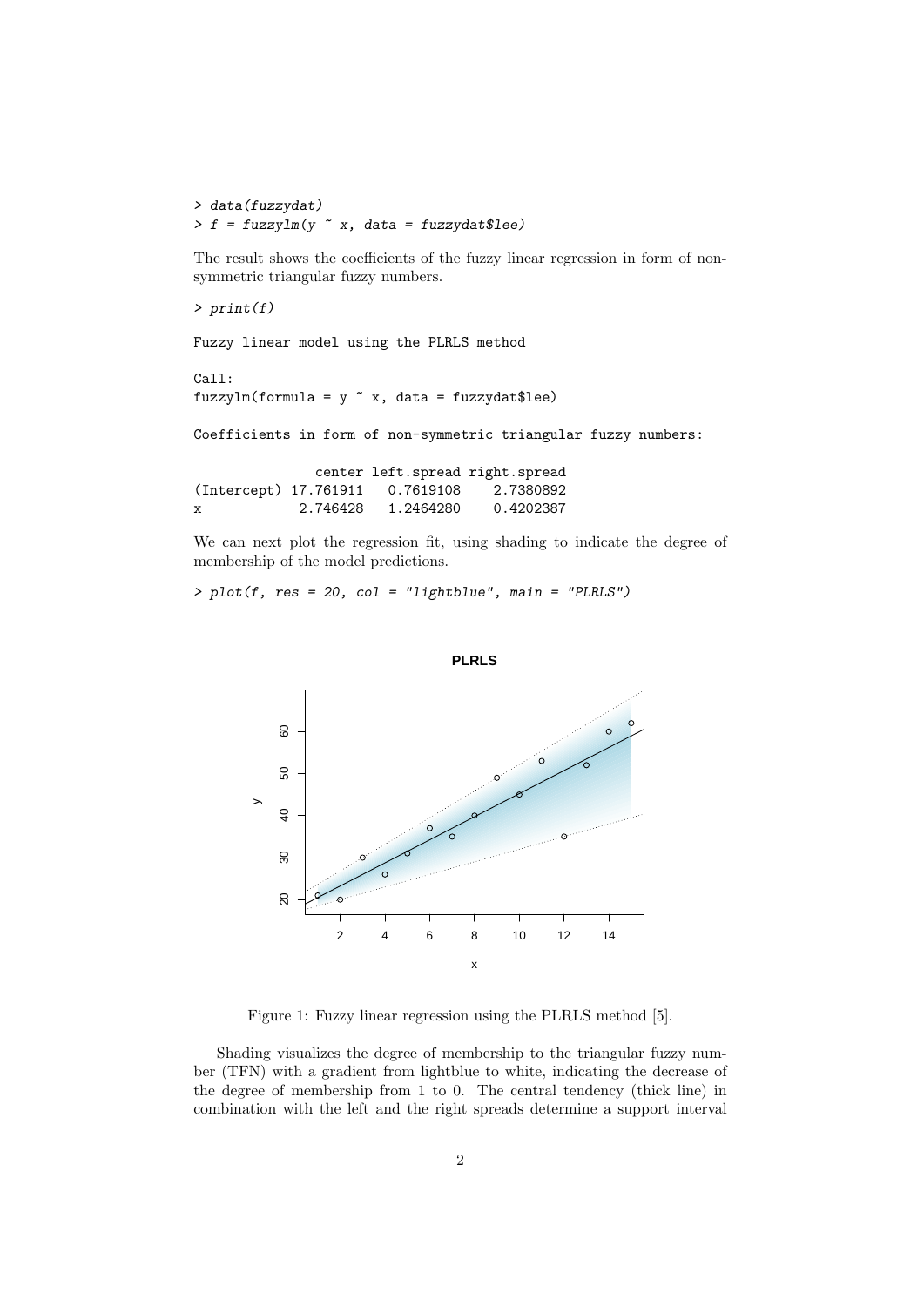```
> data(fuzzydat)
> f = fuzzylm(y ~ x, data = fuzzydat$lee)
```

The result shows the coefficients of the fuzzy linear regression in form of non-symmetric triangular fuzzy numbers.

```
> print(f)

Fuzzy linear model using the PLRLS method

Call:
fuzzylm(formula = y ~ x, data = fuzzydat$lee)

Coefficients in form of non-symmetric triangular fuzzy numbers:

               center left.spread right.spread
(Intercept) 17.761911   0.7619108    2.7380892
x            2.746428   1.2464280    0.4202387
```

We can next plot the regression fit, using shading to indicate the degree of membership of the model predictions.

```
> plot(f, res = 20, col = "lightblue", main = "PLRLS")
```

Figure 1: Fuzzy linear regression using the PLRLS method [5].

Shading visualizes the degree of membership to the triangular fuzzy number (TFN) with a gradient from lightblue to white, indicating the decrease of the degree of membership from 1 to 0. The central tendency (thick line) in combination with the left and the right spreads determine a support interval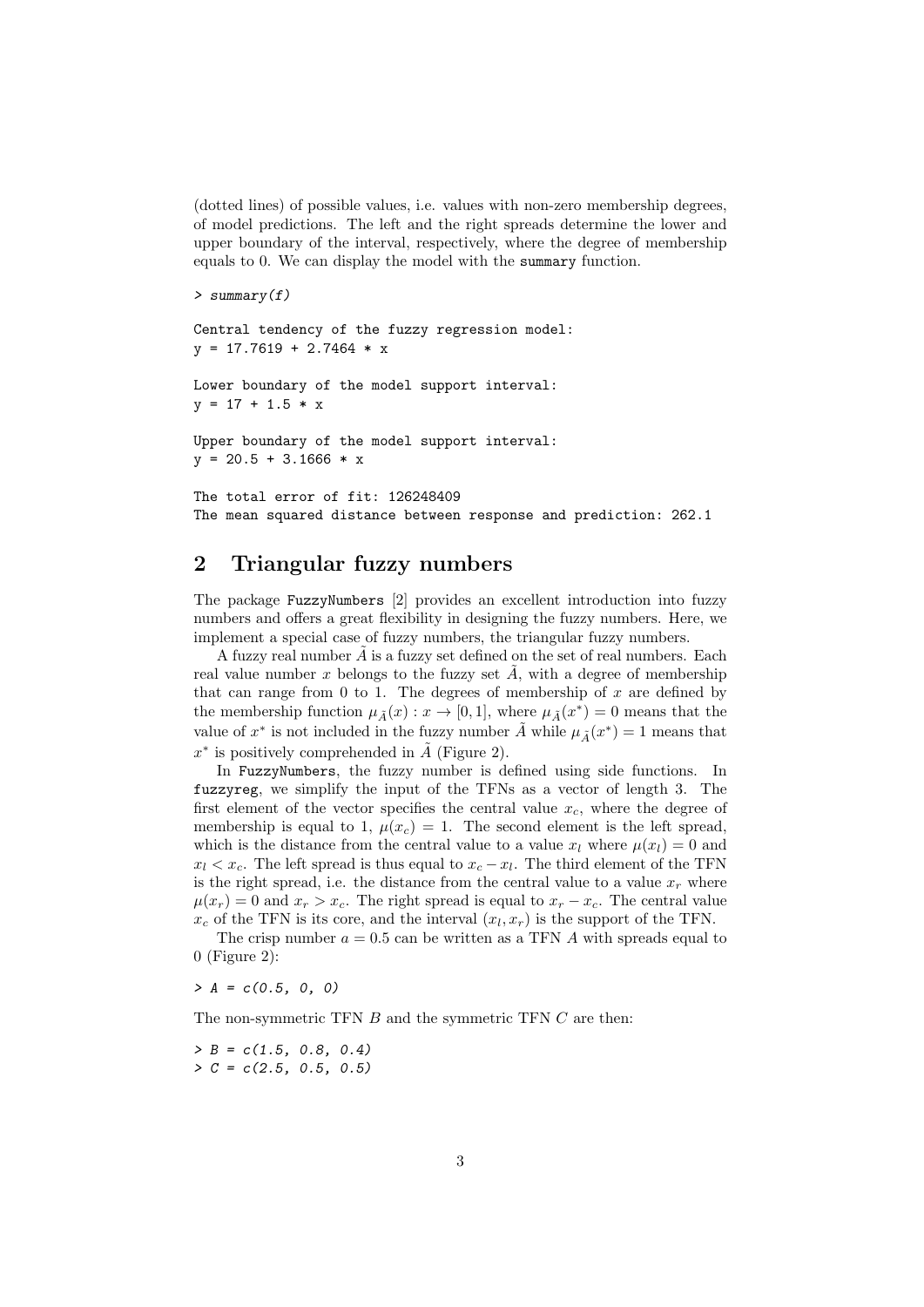(dotted lines) of possible values, i.e. values with non-zero membership degrees, of model predictions. The left and the right spreads determine the lower and upper boundary of the interval, respectively, where the degree of membership equals to 0. We can display the model with the `summary` function.

```
> summary(f)

Central tendency of the fuzzy regression model:
y = 17.7619 + 2.7464 * x

Lower boundary of the model support interval:
y = 17 + 1.5 * x

Upper boundary of the model support interval:
y = 20.5 + 3.1666 * x

The total error of fit: 126248409
The mean squared distance between response and prediction: 262.1
```

## 2 Triangular fuzzy numbers

The package `FuzzyNumbers` [2] provides an excellent introduction into fuzzy numbers and offers a great flexibility in designing the fuzzy numbers. Here, we implement a special case of fuzzy numbers, the triangular fuzzy numbers.

A fuzzy real number $\tilde{A}$ is a fuzzy set defined on the set of real numbers. Each real value number $x$ belongs to the fuzzy set $\tilde{A}$, with a degree of membership that can range from 0 to 1. The degrees of membership of $x$ are defined by the membership function $\mu_{\tilde{A}}(x) : x \to [0, 1]$, where $\mu_{\tilde{A}}(x^*) = 0$ means that the value of $x^*$ is not included in the fuzzy number $\tilde{A}$ while $\mu_{\tilde{A}}(x^*) = 1$ means that $x^*$ is positively comprehended in $\tilde{A}$ (Figure 2).

In `FuzzyNumbers`, the fuzzy number is defined using side functions. In `fuzzyreg`, we simplify the input of the TFNs as a vector of length 3. The first element of the vector specifies the central value $x_c$, where the degree of membership is equal to 1, $\mu(x_c) = 1$. The second element is the left spread, which is the distance from the central value to a value $x_l$ where $\mu(x_l) = 0$ and $x_l < x_c$. The left spread is thus equal to $x_c - x_l$. The third element of the TFN is the right spread, i.e. the distance from the central value to a value $x_r$ where $\mu(x_r) = 0$ and $x_r > x_c$. The right spread is equal to $x_r - x_c$. The central value $x_c$ of the TFN is its core, and the interval $(x_l, x_r)$ is the support of the TFN.

The crisp number $a = 0.5$ can be written as a TFN $A$ with spreads equal to 0 (Figure 2):

```
> A = c(0.5, 0, 0)
```

The non-symmetric TFN $B$ and the symmetric TFN $C$ are then:

```
> B = c(1.5, 0.8, 0.4)
> C = c(2.5, 0.5, 0.5)
```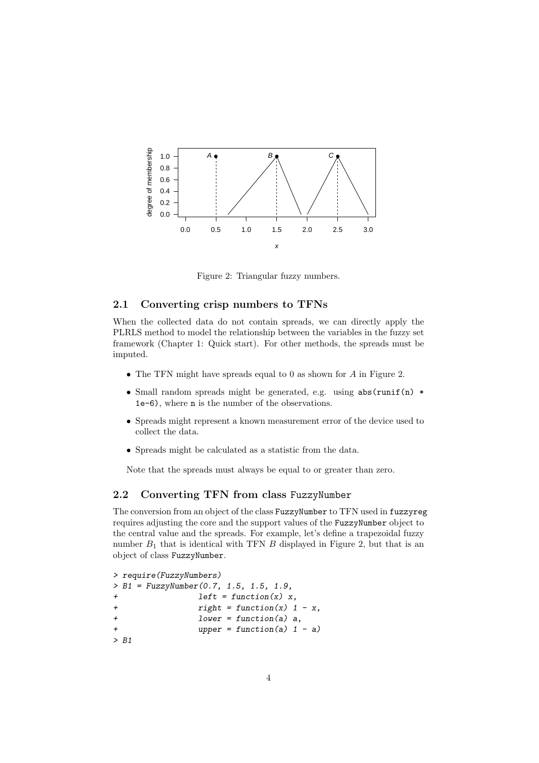Figure 2: Triangular fuzzy numbers.

## 2.1 Converting crisp numbers to TFNs

When the collected data do not contain spreads, we can directly apply the PLRLS method to model the relationship between the variables in the fuzzy set framework (Chapter 1: Quick start). For other methods, the spreads must be imputed.

- The TFN might have spreads equal to 0 as shown for $A$ in Figure 2.
- Small random spreads might be generated, e.g. using `abs(runif(n) * 1e-6)`, where `n` is the number of the observations.
- Spreads might represent a known measurement error of the device used to collect the data.
- Spreads might be calculated as a statistic from the data.

Note that the spreads must always be equal to or greater than zero.

## 2.2 Converting TFN from class `FuzzyNumber`

The conversion from an object of the class `FuzzyNumber` to TFN used in `fuzzyreg` requires adjusting the core and the support values of the `FuzzyNumber` object to the central value and the spreads. For example, let's define a trapezoidal fuzzy number $B_1$ that is identical with TFN $B$ displayed in Figure 2, but that is an object of class `FuzzyNumber`.

```
> require(FuzzyNumbers)
> B1 = FuzzyNumber(0.7, 1.5, 1.5, 1.9,
+                 left = function(x) x,
+                 right = function(x) 1 - x,
+                 lower = function(a) a,
+                 upper = function(a) 1 - a)
> B1
```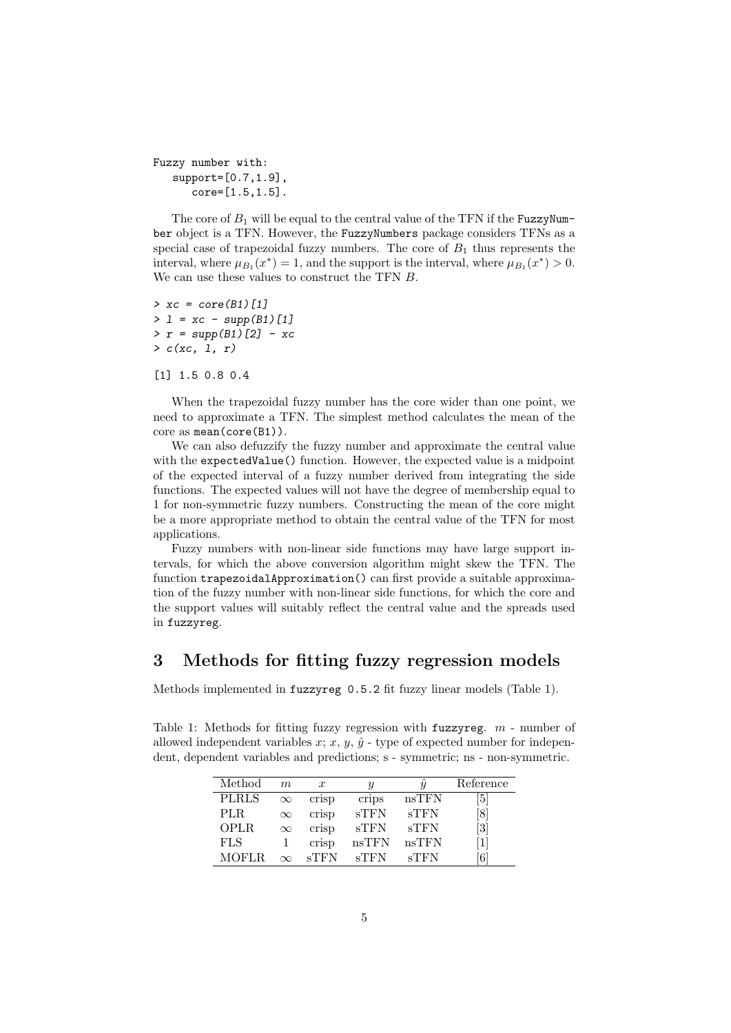```
Fuzzy number with:
   support=[0.7,1.9],
      core=[1.5,1.5].
```

The core of $B_1$ will be equal to the central value of the TFN if the `FuzzyNumber` object is a TFN. However, the `FuzzyNumbers` package considers TFNs as a special case of trapezoidal fuzzy numbers. The core of $B_1$ thus represents the interval, where $\mu_{B_1}(x^*) = 1$, and the support is the interval, where $\mu_{B_1}(x^*) > 0$. We can use these values to construct the TFN $B$.

```
> xc = core(B1)[1]
> l = xc - supp(B1)[1]
> r = supp(B1)[2] - xc
> c(xc, l, r)

[1] 1.5 0.8 0.4
```

When the trapezoidal fuzzy number has the core wider than one point, we need to approximate a TFN. The simplest method calculates the mean of the core as `mean(core(B1))`.

We can also defuzzify the fuzzy number and approximate the central value with the `expectedValue()` function. However, the expected value is a midpoint of the expected interval of a fuzzy number derived from integrating the side functions. The expected values will not have the degree of membership equal to 1 for non-symmetric fuzzy numbers. Constructing the mean of the core might be a more appropriate method to obtain the central value of the TFN for most applications.

Fuzzy numbers with non-linear side functions may have large support intervals, for which the above conversion algorithm might skew the TFN. The function `trapezoidalApproximation()` can first provide a suitable approximation of the fuzzy number with non-linear side functions, for which the core and the support values will suitably reflect the central value and the spreads used in `fuzzyreg`.

# 3 Methods for fitting fuzzy regression models

Methods implemented in `fuzzyreg 0.5.2` fit fuzzy linear models (Table 1).

Table 1: Methods for fitting fuzzy regression with `fuzzyreg`. $m$ - number of allowed independent variables $x$; $x$, $y$, $\hat{y}$ - type of expected number for independent, dependent variables and predictions; s - symmetric; ns - non-symmetric.

| Method | $m$ | $x$ | $y$ | $\hat{y}$ | Reference |
|---|---|---|---|---|---|
| PLRLS | $\infty$ | crisp | crips | nsTFN | [5] |
| PLR | $\infty$ | crisp | sTFN | sTFN | [8] |
| OPLR | $\infty$ | crisp | sTFN | sTFN | [3] |
| FLS | 1 | crisp | nsTFN | nsTFN | [1] |
| MOFLR | $\infty$ | sTFN | sTFN | sTFN | [6] |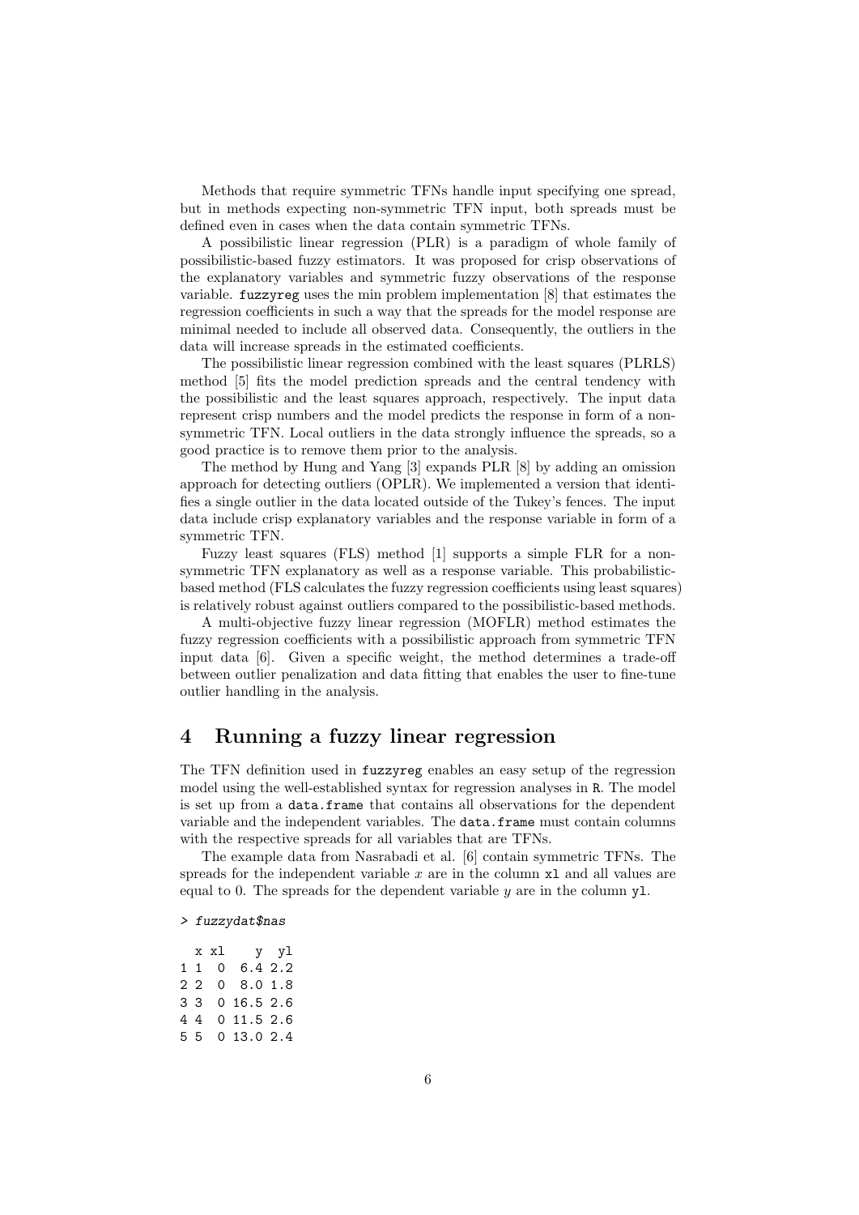Methods that require symmetric TFNs handle input specifying one spread, but in methods expecting non-symmetric TFN input, both spreads must be defined even in cases when the data contain symmetric TFNs.

A possibilistic linear regression (PLR) is a paradigm of whole family of possibilistic-based fuzzy estimators. It was proposed for crisp observations of the explanatory variables and symmetric fuzzy observations of the response variable. `fuzzyreg` uses the min problem implementation [8] that estimates the regression coefficients in such a way that the spreads for the model response are minimal needed to include all observed data. Consequently, the outliers in the data will increase spreads in the estimated coefficients.

The possibilistic linear regression combined with the least squares (PLRLS) method [5] fits the model prediction spreads and the central tendency with the possibilistic and the least squares approach, respectively. The input data represent crisp numbers and the model predicts the response in form of a non-symmetric TFN. Local outliers in the data strongly influence the spreads, so a good practice is to remove them prior to the analysis.

The method by Hung and Yang [3] expands PLR [8] by adding an omission approach for detecting outliers (OPLR). We implemented a version that identifies a single outlier in the data located outside of the Tukey's fences. The input data include crisp explanatory variables and the response variable in form of a symmetric TFN.

Fuzzy least squares (FLS) method [1] supports a simple FLR for a non-symmetric TFN explanatory as well as a response variable. This probabilistic-based method (FLS calculates the fuzzy regression coefficients using least squares) is relatively robust against outliers compared to the possibilistic-based methods.

A multi-objective fuzzy linear regression (MOFLR) method estimates the fuzzy regression coefficients with a possibilistic approach from symmetric TFN input data [6]. Given a specific weight, the method determines a trade-off between outlier penalization and data fitting that enables the user to fine-tune outlier handling in the analysis.

# 4 Running a fuzzy linear regression

The TFN definition used in `fuzzyreg` enables an easy setup of the regression model using the well-established syntax for regression analyses in R. The model is set up from a `data.frame` that contains all observations for the dependent variable and the independent variables. The `data.frame` must contain columns with the respective spreads for all variables that are TFNs.

The example data from Nasrabadi et al. [6] contain symmetric TFNs. The spreads for the independent variable $x$ are in the column `xl` and all values are equal to 0. The spreads for the dependent variable $y$ are in the column `yl`.

```
> fuzzydat$nas

  x xl    y  yl
1 1  0  6.4 2.2
2 2  0  8.0 1.8
3 3  0 16.5 2.6
4 4  0 11.5 2.6
5 5  0 13.0 2.4
```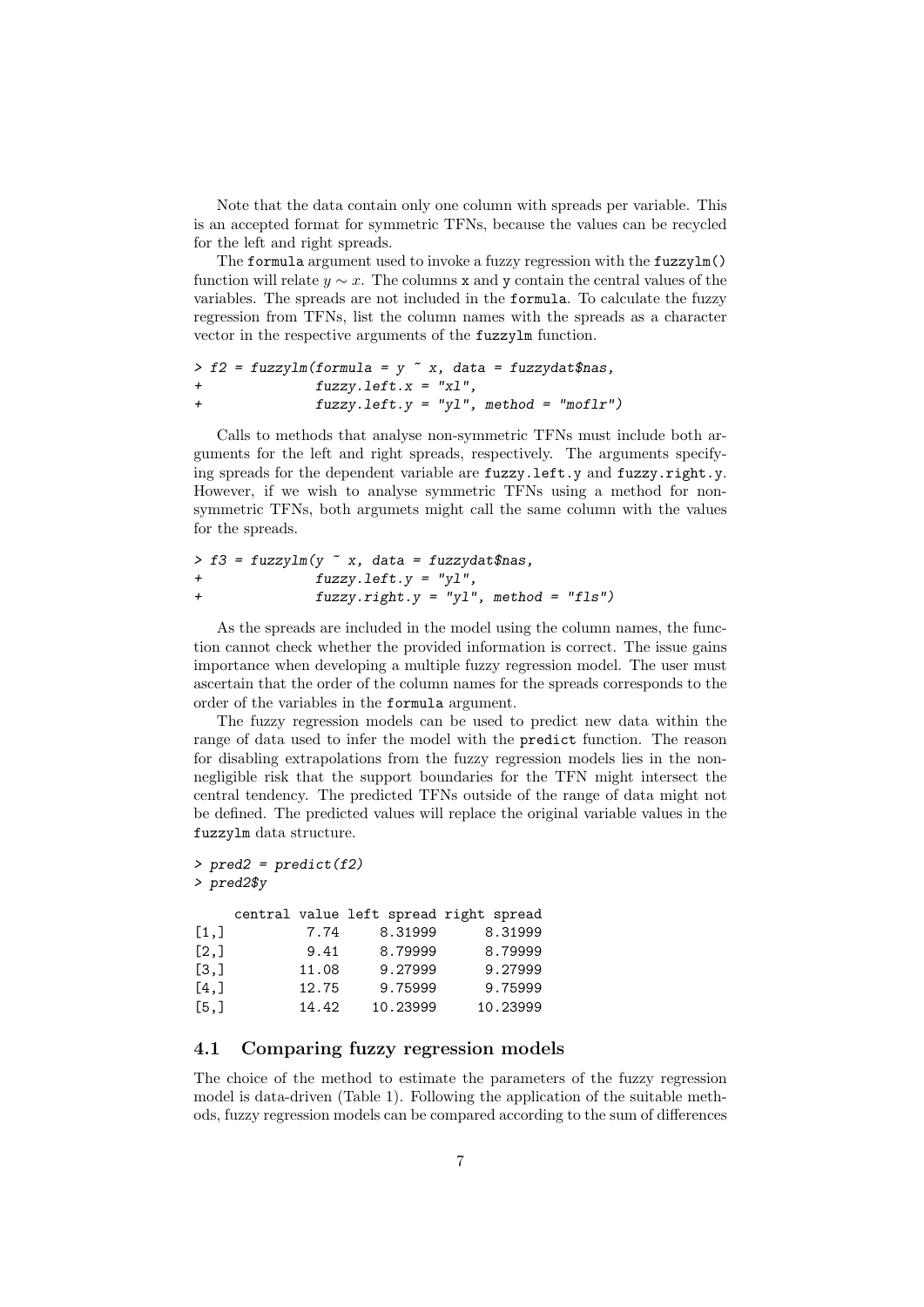Note that the data contain only one column with spreads per variable. This is an accepted format for symmetric TFNs, because the values can be recycled for the left and right spreads.

The `formula` argument used to invoke a fuzzy regression with the `fuzzylm()` function will relate $y \sim x$. The columns `x` and `y` contain the central values of the variables. The spreads are not included in the `formula`. To calculate the fuzzy regression from TFNs, list the column names with the spreads as a character vector in the respective arguments of the `fuzzylm` function.

```
> f2 = fuzzylm(formula = y ~ x, data = fuzzydat$nas,
+              fuzzy.left.x = "xl",
+              fuzzy.left.y = "yl", method = "moflr")
```

Calls to methods that analyse non-symmetric TFNs must include both arguments for the left and right spreads, respectively. The arguments specifying spreads for the dependent variable are `fuzzy.left.y` and `fuzzy.right.y`. However, if we wish to analyse symmetric TFNs using a method for non-symmetric TFNs, both argumets might call the same column with the values for the spreads.

```
> f3 = fuzzylm(y ~ x, data = fuzzydat$nas,
+              fuzzy.left.y = "yl",
+              fuzzy.right.y = "yl", method = "fls")
```

As the spreads are included in the model using the column names, the function cannot check whether the provided information is correct. The issue gains importance when developing a multiple fuzzy regression model. The user must ascertain that the order of the column names for the spreads corresponds to the order of the variables in the `formula` argument.

The fuzzy regression models can be used to predict new data within the range of data used to infer the model with the `predict` function. The reason for disabling extrapolations from the fuzzy regression models lies in the non-negligible risk that the support boundaries for the TFN might intersect the central tendency. The predicted TFNs outside of the range of data might not be defined. The predicted values will replace the original variable values in the `fuzzylm` data structure.

```
> pred2 = predict(f2)
> pred2$y

     central value left spread right spread
[1,]          7.74     8.31999      8.31999
[2,]          9.41     8.79999      8.79999
[3,]         11.08     9.27999      9.27999
[4,]         12.75     9.75999      9.75999
[5,]         14.42    10.23999     10.23999
```

### 4.1 Comparing fuzzy regression models

The choice of the method to estimate the parameters of the fuzzy regression model is data-driven (Table 1). Following the application of the suitable methods, fuzzy regression models can be compared according to the sum of differences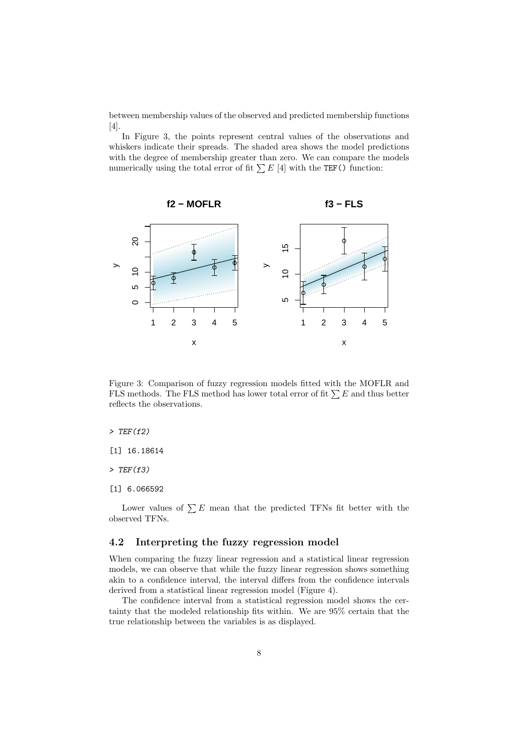between membership values of the observed and predicted membership functions [4].

In Figure 3, the points represent central values of the observations and whiskers indicate their spreads. The shaded area shows the model predictions with the degree of membership greater than zero. We can compare the models numerically using the total error of fit $\sum E$ [4] with the `TEF()` function:

Figure 3: Comparison of fuzzy regression models fitted with the MOFLR and FLS methods. The FLS method has lower total error of fit $\sum E$ and thus better reflects the observations.

```
> TEF(f2)
[1] 16.18614
> TEF(f3)
[1] 6.066592
```

Lower values of $\sum E$ mean that the predicted TFNs fit better with the observed TFNs.

## 4.2 Interpreting the fuzzy regression model

When comparing the fuzzy linear regression and a statistical linear regression models, we can observe that while the fuzzy linear regression shows something akin to a confidence interval, the interval differs from the confidence intervals derived from a statistical linear regression model (Figure 4).

The confidence interval from a statistical regression model shows the certainty that the modeled relationship fits within. We are 95% certain that the true relationship between the variables is as displayed.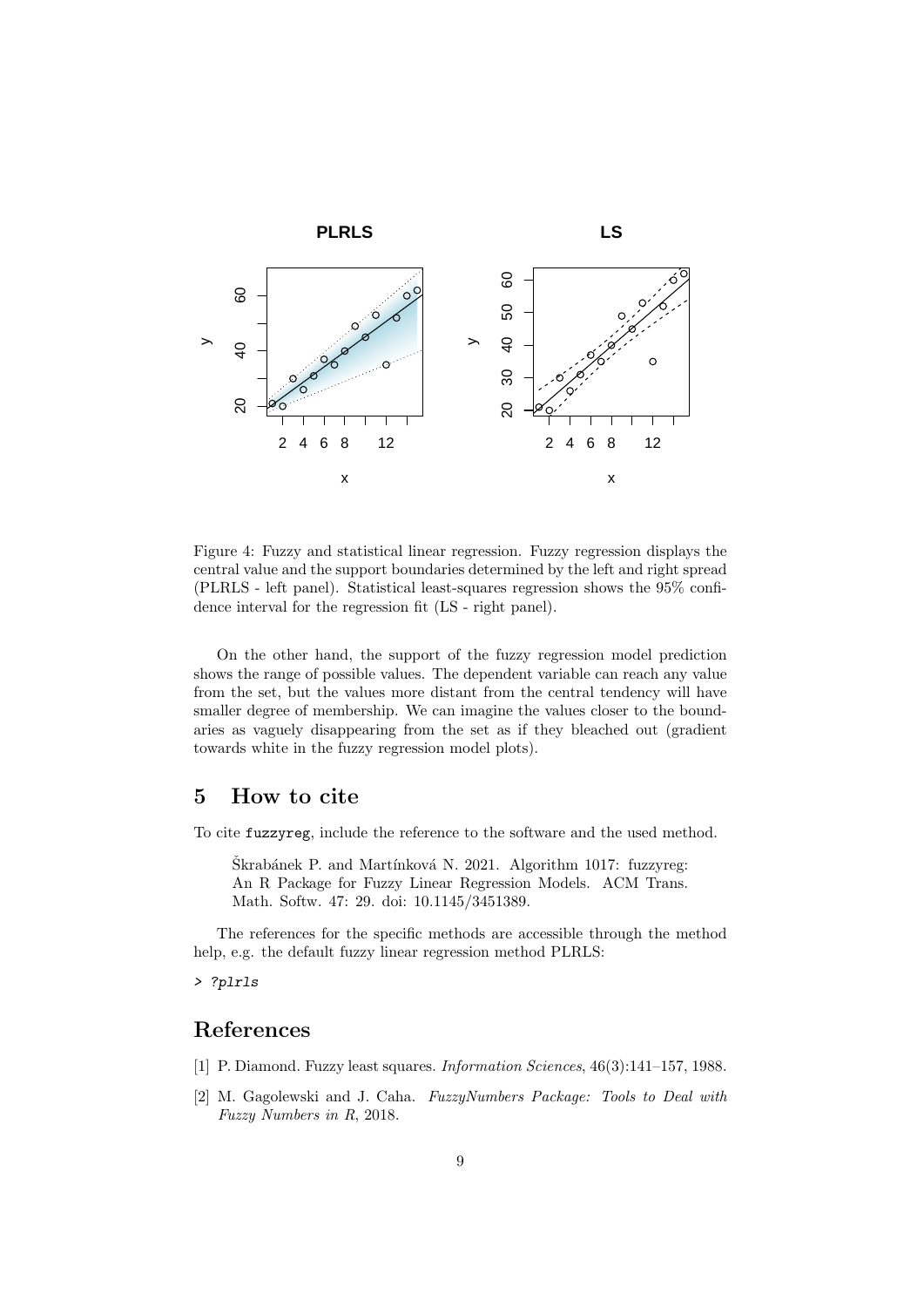Figure 4: Fuzzy and statistical linear regression. Fuzzy regression displays the central value and the support boundaries determined by the left and right spread (PLRLS - left panel). Statistical least-squares regression shows the 95% confidence interval for the regression fit (LS - right panel).

On the other hand, the support of the fuzzy regression model prediction shows the range of possible values. The dependent variable can reach any value from the set, but the values more distant from the central tendency will have smaller degree of membership. We can imagine the values closer to the boundaries as vaguely disappearing from the set as if they bleached out (gradient towards white in the fuzzy regression model plots).

## 5 How to cite

To cite `fuzzyreg`, include the reference to the software and the used method.

> Škrabánek P. and Martínková N. 2021. Algorithm 1017: fuzzyreg: An R Package for Fuzzy Linear Regression Models. ACM Trans. Math. Softw. 47: 29. doi: 10.1145/3451389.

The references for the specific methods are accessible through the method help, e.g. the default fuzzy linear regression method PLRLS:

```
> ?plrls
```

## References

[1] P. Diamond. Fuzzy least squares. *Information Sciences*, 46(3):141–157, 1988.

[2] M. Gagolewski and J. Caha. *FuzzyNumbers Package: Tools to Deal with Fuzzy Numbers in R*, 2018.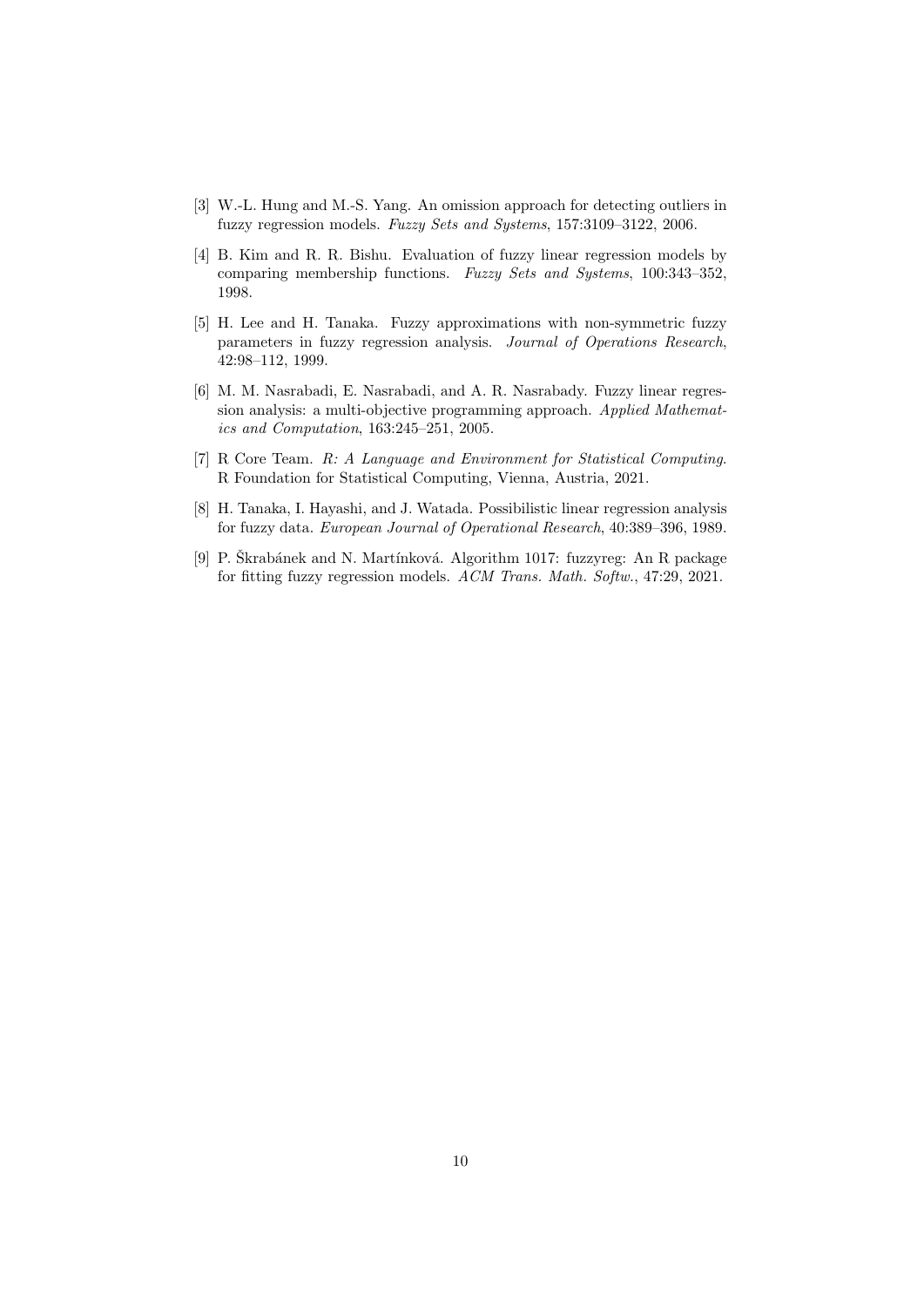[3] W.-L. Hung and M.-S. Yang. An omission approach for detecting outliers in fuzzy regression models. *Fuzzy Sets and Systems*, 157:3109–3122, 2006.

[4] B. Kim and R. R. Bishu. Evaluation of fuzzy linear regression models by comparing membership functions. *Fuzzy Sets and Systems*, 100:343–352, 1998.

[5] H. Lee and H. Tanaka. Fuzzy approximations with non-symmetric fuzzy parameters in fuzzy regression analysis. *Journal of Operations Research*, 42:98–112, 1999.

[6] M. M. Nasrabadi, E. Nasrabadi, and A. R. Nasrabady. Fuzzy linear regression analysis: a multi-objective programming approach. *Applied Mathematics and Computation*, 163:245–251, 2005.

[7] R Core Team. *R: A Language and Environment for Statistical Computing*. R Foundation for Statistical Computing, Vienna, Austria, 2021.

[8] H. Tanaka, I. Hayashi, and J. Watada. Possibilistic linear regression analysis for fuzzy data. *European Journal of Operational Research*, 40:389–396, 1989.

[9] P. Škrabánek and N. Martínková. Algorithm 1017: fuzzyreg: An R package for fitting fuzzy regression models. *ACM Trans. Math. Softw.*, 47:29, 2021.